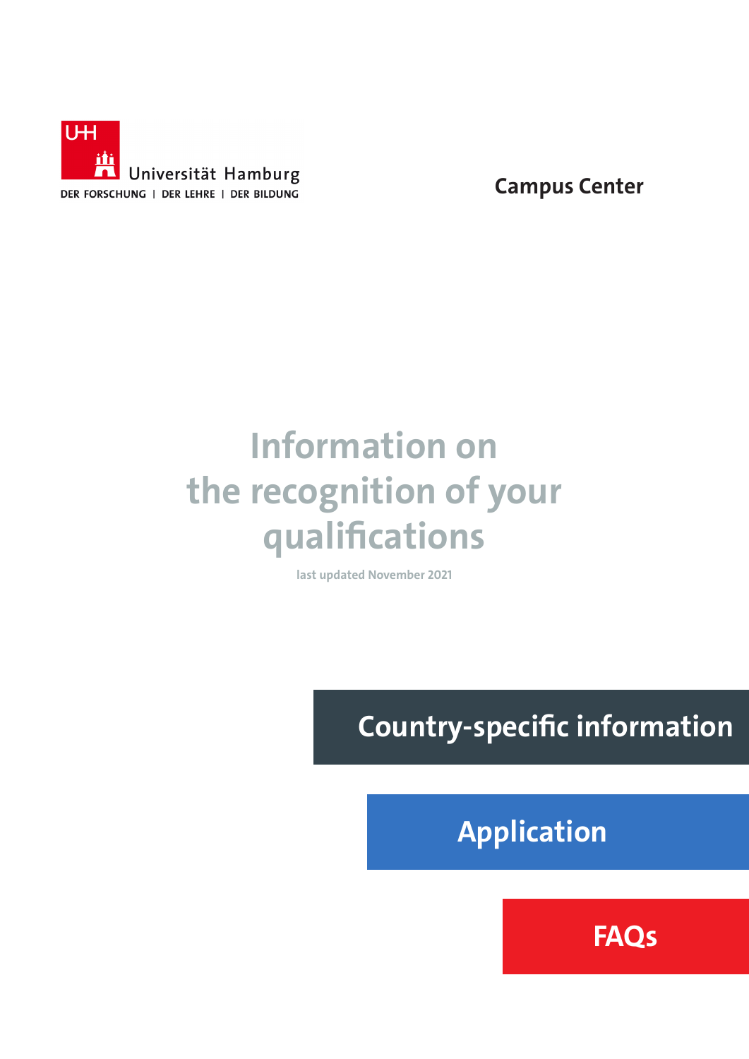Universität Hamburg

DER FORSCHUNG | DER LEHRE | DER BILDUNG

Campus Center

# Information on the recognition of your qualifications

last updated November 2021

Country-specific information

Application

FAQs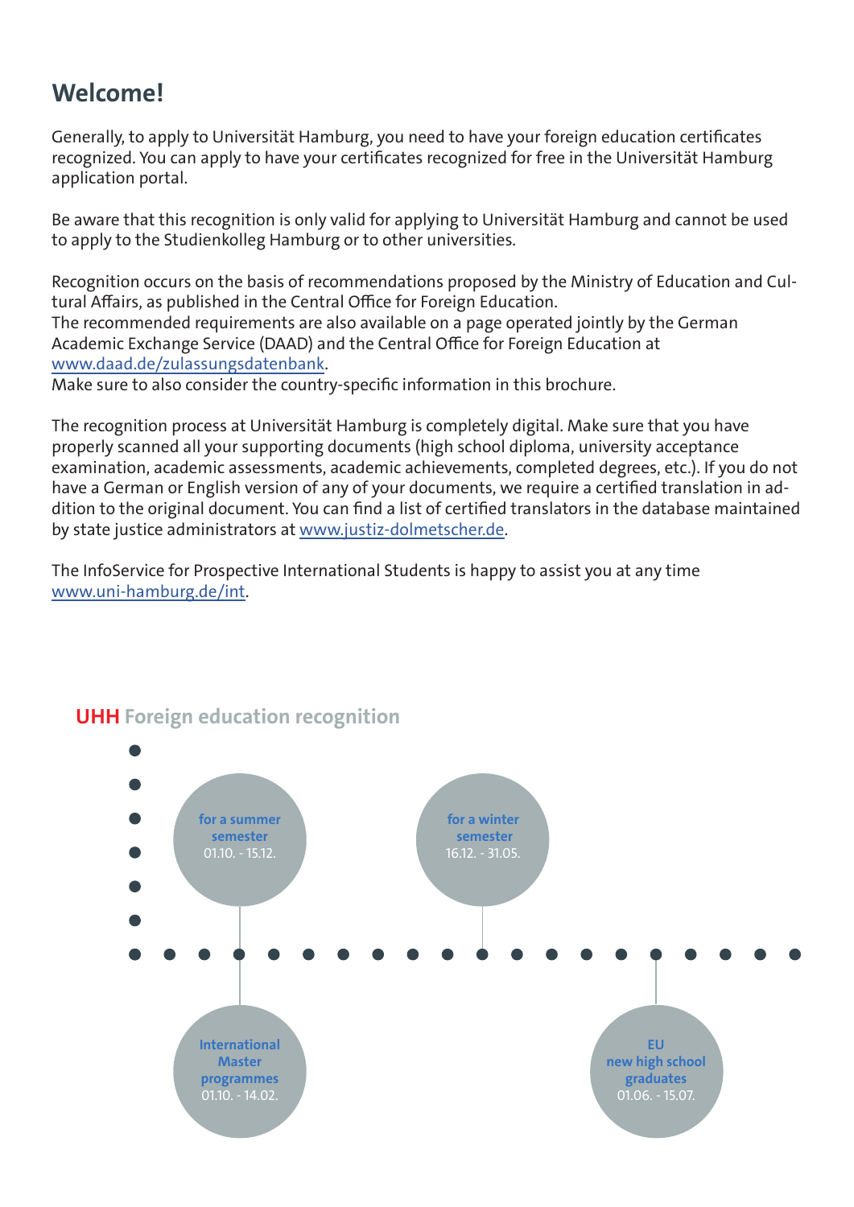# Welcome!

Generally, to apply to Universität Hamburg, you need to have your foreign education certificates recognized. You can apply to have your certificates recognized for free in the Universität Hamburg application portal.

Be aware that this recognition is only valid for applying to Universität Hamburg and cannot be used to apply to the Studienkolleg Hamburg or to other universities.

Recognition occurs on the basis of recommendations proposed by the Ministry of Education and Cultural Affairs, as published in the Central Office for Foreign Education.
The recommended requirements are also available on a page operated jointly by the German Academic Exchange Service (DAAD) and the Central Office for Foreign Education at www.daad.de/zulassungsdatenbank.
Make sure to also consider the country-specific information in this brochure.

The recognition process at Universität Hamburg is completely digital. Make sure that you have properly scanned all your supporting documents (high school diploma, university acceptance examination, academic assessments, academic achievements, completed degrees, etc.). If you do not have a German or English version of any of your documents, we require a certified translation in addition to the original document. You can find a list of certified translators in the database maintained by state justice administrators at www.justiz-dolmetscher.de.

The InfoService for Prospective International Students is happy to assist you at any time www.uni-hamburg.de/int.

## UHH Foreign education recognition

- **for a summer semester** 01.10. - 15.12.
- **International Master programmes** 01.10. - 14.02.
- **for a winter semester** 16.12. - 31.05.
- **EU new high school graduates** 01.06. - 15.07.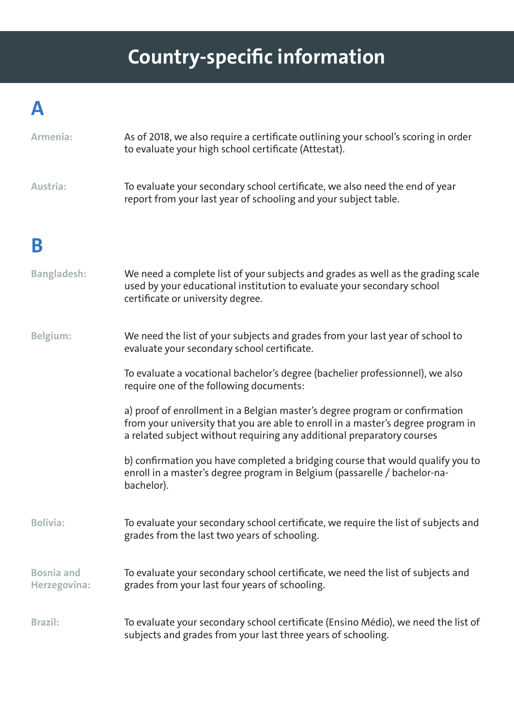# Country-specific information

## A

**Armenia:**

As of 2018, we also require a certificate outlining your school's scoring in order to evaluate your high school certificate (Attestat).

**Austria:**

To evaluate your secondary school certificate, we also need the end of year report from your last year of schooling and your subject table.

## B

**Bangladesh:**

We need a complete list of your subjects and grades as well as the grading scale used by your educational institution to evaluate your secondary school certificate or university degree.

**Belgium:**

We need the list of your subjects and grades from your last year of school to evaluate your secondary school certificate.

To evaluate a vocational bachelor's degree (bachelier professionnel), we also require one of the following documents:

a) proof of enrollment in a Belgian master's degree program or confirmation from your university that you are able to enroll in a master's degree program in a related subject without requiring any additional preparatory courses

b) confirmation you have completed a bridging course that would qualify you to enroll in a master's degree program in Belgium (passarelle / bachelor-na-bachelor).

**Bolivia:**

To evaluate your secondary school certificate, we require the list of subjects and grades from the last two years of schooling.

**Bosnia and Herzegovina:**

To evaluate your secondary school certificate, we need the list of subjects and grades from your last four years of schooling.

**Brazil:**

To evaluate your secondary school certificate (Ensino Médio), we need the list of subjects and grades from your last three years of schooling.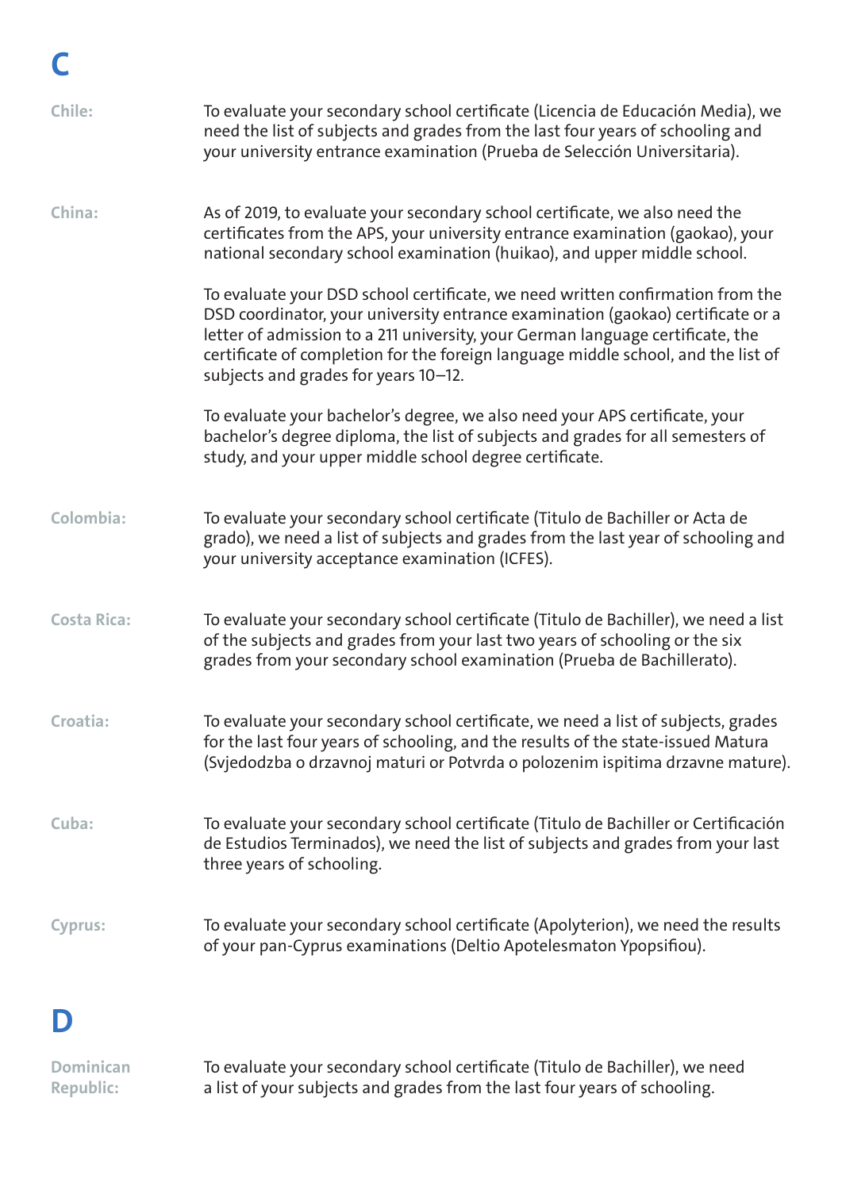# C

**Chile:**

To evaluate your secondary school certificate (Licencia de Educación Media), we need the list of subjects and grades from the last four years of schooling and your university entrance examination (Prueba de Selección Universitaria).

**China:**

As of 2019, to evaluate your secondary school certificate, we also need the certificates from the APS, your university entrance examination (gaokao), your national secondary school examination (huikao), and upper middle school.

To evaluate your DSD school certificate, we need written confirmation from the DSD coordinator, your university entrance examination (gaokao) certificate or a letter of admission to a 211 university, your German language certificate, the certificate of completion for the foreign language middle school, and the list of subjects and grades for years 10–12.

To evaluate your bachelor's degree, we also need your APS certificate, your bachelor's degree diploma, the list of subjects and grades for all semesters of study, and your upper middle school degree certificate.

**Colombia:**

To evaluate your secondary school certificate (Titulo de Bachiller or Acta de grado), we need a list of subjects and grades from the last year of schooling and your university acceptance examination (ICFES).

**Costa Rica:**

To evaluate your secondary school certificate (Titulo de Bachiller), we need a list of the subjects and grades from your last two years of schooling or the six grades from your secondary school examination (Prueba de Bachillerato).

**Croatia:**

To evaluate your secondary school certificate, we need a list of subjects, grades for the last four years of schooling, and the results of the state-issued Matura (Svjedodzba o drzavnoj maturi or Potvrda o polozenim ispitima drzavne mature).

**Cuba:**

To evaluate your secondary school certificate (Titulo de Bachiller or Certificación de Estudios Terminados), we need the list of subjects and grades from your last three years of schooling.

**Cyprus:**

To evaluate your secondary school certificate (Apolyterion), we need the results of your pan-Cyprus examinations (Deltio Apotelesmaton Ypopsifiou).

# D

**Dominican Republic:**

To evaluate your secondary school certificate (Titulo de Bachiller), we need a list of your subjects and grades from the last four years of schooling.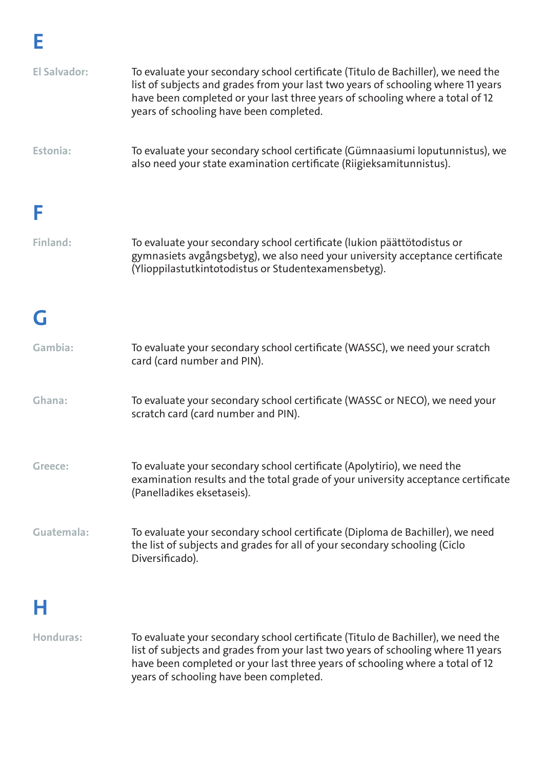## E

**El Salvador:** To evaluate your secondary school certificate (Titulo de Bachiller), we need the list of subjects and grades from your last two years of schooling where 11 years have been completed or your last three years of schooling where a total of 12 years of schooling have been completed.

**Estonia:** To evaluate your secondary school certificate (Gümnaasiumi loputunnistus), we also need your state examination certificate (Riigieksamitunnistus).

## F

**Finland:** To evaluate your secondary school certificate (lukion päättötodistus or gymnasiets avgångsbetyg), we also need your university acceptance certificate (Ylioppilastutkintotodistus or Studentexamensbetyg).

## G

**Gambia:** To evaluate your secondary school certificate (WASSC), we need your scratch card (card number and PIN).

**Ghana:** To evaluate your secondary school certificate (WASSC or NECO), we need your scratch card (card number and PIN).

**Greece:** To evaluate your secondary school certificate (Apolytirio), we need the examination results and the total grade of your university acceptance certificate (Panelladikes eksetaseis).

**Guatemala:** To evaluate your secondary school certificate (Diploma de Bachiller), we need the list of subjects and grades for all of your secondary schooling (Ciclo Diversificado).

## H

**Honduras:** To evaluate your secondary school certificate (Titulo de Bachiller), we need the list of subjects and grades from your last two years of schooling where 11 years have been completed or your last three years of schooling where a total of 12 years of schooling have been completed.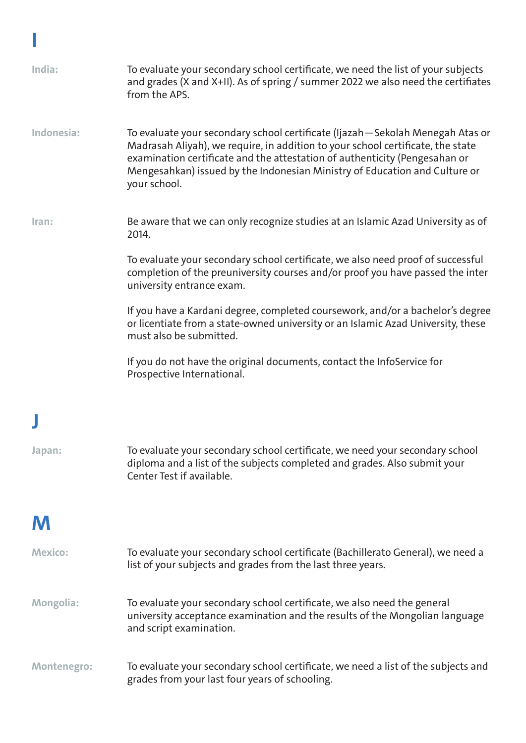# I

**India:** To evaluate your secondary school certificate, we need the list of your subjects and grades (X and X+II). As of spring / summer 2022 we also need the certifiates from the APS.

**Indonesia:** To evaluate your secondary school certificate (Ijazah—Sekolah Menegah Atas or Madrasah Aliyah), we require, in addition to your school certificate, the state examination certificate and the attestation of authenticity (Pengesahan or Mengesahkan) issued by the Indonesian Ministry of Education and Culture or your school.

**Iran:** Be aware that we can only recognize studies at an Islamic Azad University as of 2014.

To evaluate your secondary school certificate, we also need proof of successful completion of the preuniversity courses and/or proof you have passed the inter university entrance exam.

If you have a Kardani degree, completed coursework, and/or a bachelor's degree or licentiate from a state-owned university or an Islamic Azad University, these must also be submitted.

If you do not have the original documents, contact the InfoService for Prospective International.

# J

**Japan:** To evaluate your secondary school certificate, we need your secondary school diploma and a list of the subjects completed and grades. Also submit your Center Test if available.

# M

**Mexico:** To evaluate your secondary school certificate (Bachillerato General), we need a list of your subjects and grades from the last three years.

**Mongolia:** To evaluate your secondary school certificate, we also need the general university acceptance examination and the results of the Mongolian language and script examination.

**Montenegro:** To evaluate your secondary school certificate, we need a list of the subjects and grades from your last four years of schooling.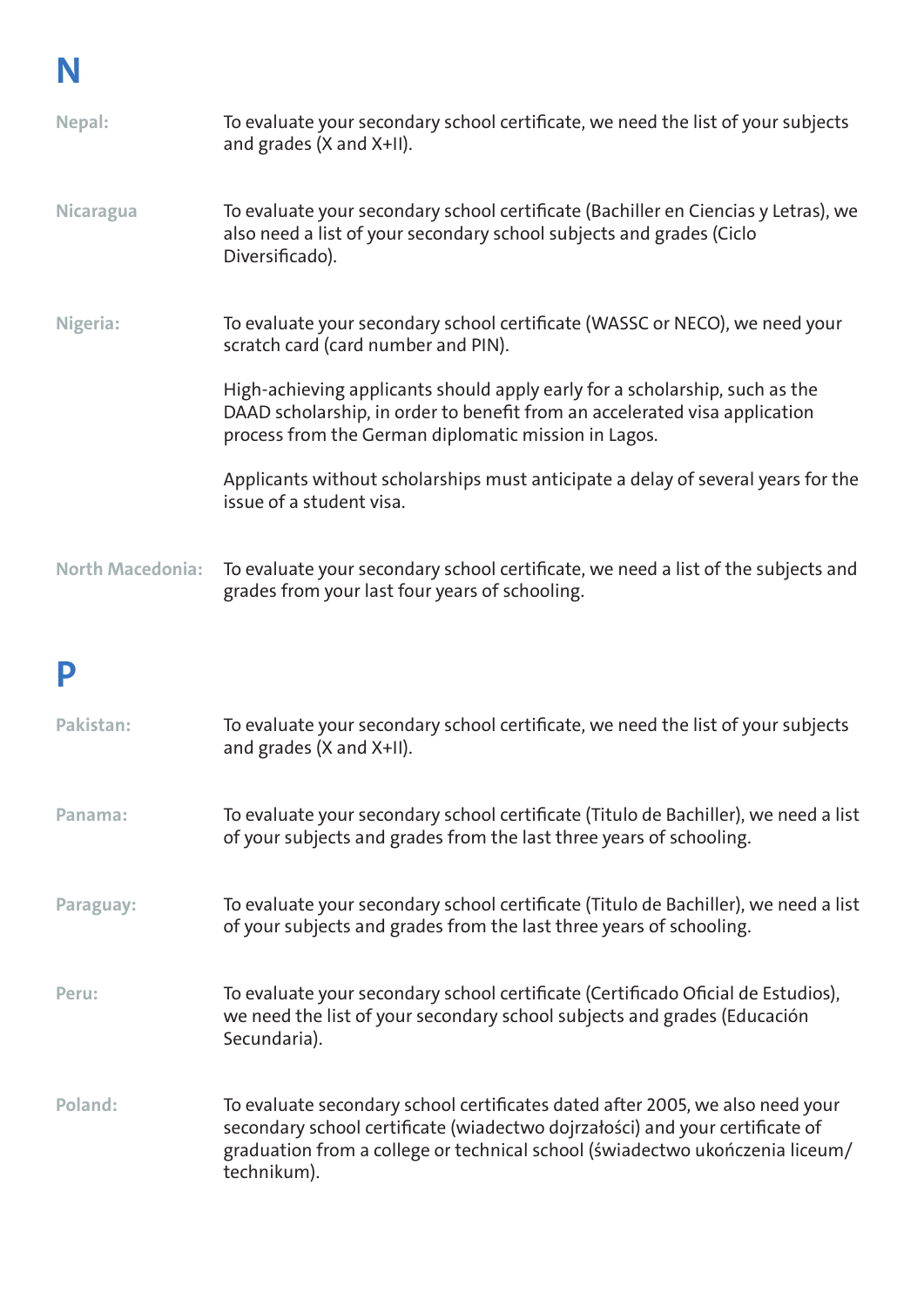# N

**Nepal:** To evaluate your secondary school certificate, we need the list of your subjects and grades (X and X+II).

**Nicaragua** To evaluate your secondary school certificate (Bachiller en Ciencias y Letras), we also need a list of your secondary school subjects and grades (Ciclo Diversificado).

**Nigeria:** To evaluate your secondary school certificate (WASSC or NECO), we need your scratch card (card number and PIN).

High-achieving applicants should apply early for a scholarship, such as the DAAD scholarship, in order to benefit from an accelerated visa application process from the German diplomatic mission in Lagos.

Applicants without scholarships must anticipate a delay of several years for the issue of a student visa.

**North Macedonia:** To evaluate your secondary school certificate, we need a list of the subjects and grades from your last four years of schooling.

# P

**Pakistan:** To evaluate your secondary school certificate, we need the list of your subjects and grades (X and X+II).

**Panama:** To evaluate your secondary school certificate (Titulo de Bachiller), we need a list of your subjects and grades from the last three years of schooling.

**Paraguay:** To evaluate your secondary school certificate (Titulo de Bachiller), we need a list of your subjects and grades from the last three years of schooling.

**Peru:** To evaluate your secondary school certificate (Certificado Oficial de Estudios), we need the list of your secondary school subjects and grades (Educación Secundaria).

**Poland:** To evaluate secondary school certificates dated after 2005, we also need your secondary school certificate (wiadectwo dojrzałości) and your certificate of graduation from a college or technical school (świadectwo ukończenia liceum/technikum).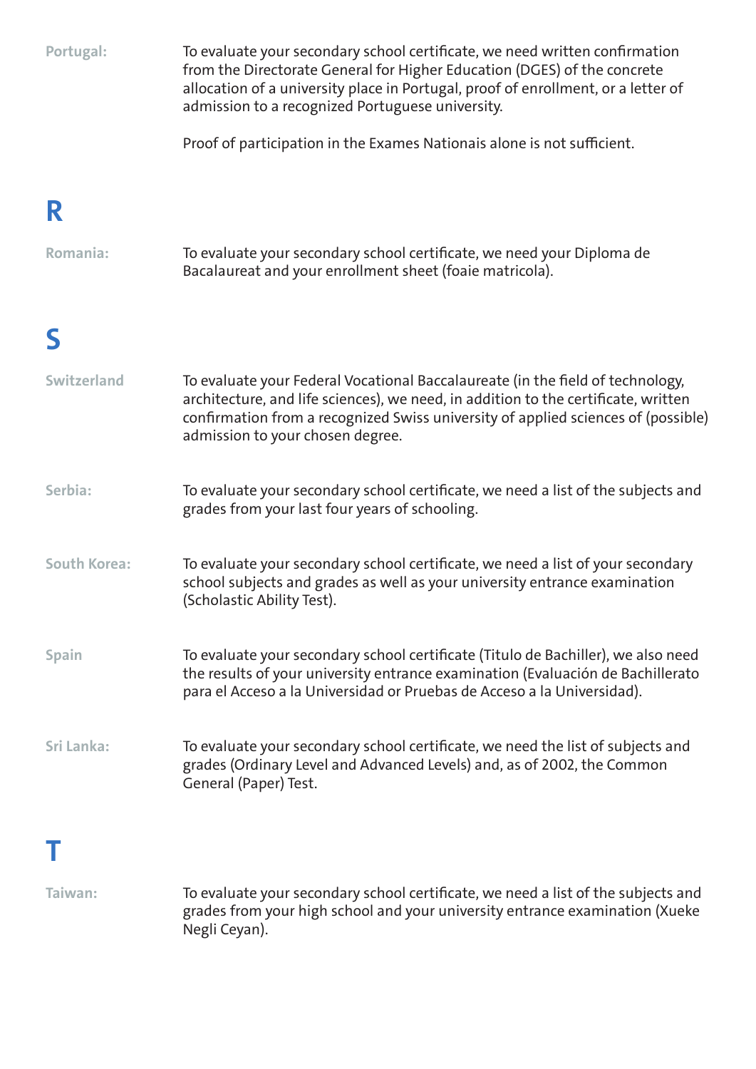**Portugal:** To evaluate your secondary school certificate, we need written confirmation from the Directorate General for Higher Education (DGES) of the concrete allocation of a university place in Portugal, proof of enrollment, or a letter of admission to a recognized Portuguese university.

Proof of participation in the Exames Nationais alone is not sufficient.

## R

**Romania:** To evaluate your secondary school certificate, we need your Diploma de Bacalaureat and your enrollment sheet (foaie matricola).

## S

**Switzerland** To evaluate your Federal Vocational Baccalaureate (in the field of technology, architecture, and life sciences), we need, in addition to the certificate, written confirmation from a recognized Swiss university of applied sciences of (possible) admission to your chosen degree.

**Serbia:** To evaluate your secondary school certificate, we need a list of the subjects and grades from your last four years of schooling.

**South Korea:** To evaluate your secondary school certificate, we need a list of your secondary school subjects and grades as well as your university entrance examination (Scholastic Ability Test).

**Spain** To evaluate your secondary school certificate (Titulo de Bachiller), we also need the results of your university entrance examination (Evaluación de Bachillerato para el Acceso a la Universidad or Pruebas de Acceso a la Universidad).

**Sri Lanka:** To evaluate your secondary school certificate, we need the list of subjects and grades (Ordinary Level and Advanced Levels) and, as of 2002, the Common General (Paper) Test.

## T

**Taiwan:** To evaluate your secondary school certificate, we need a list of the subjects and grades from your high school and your university entrance examination (Xueke Negli Ceyan).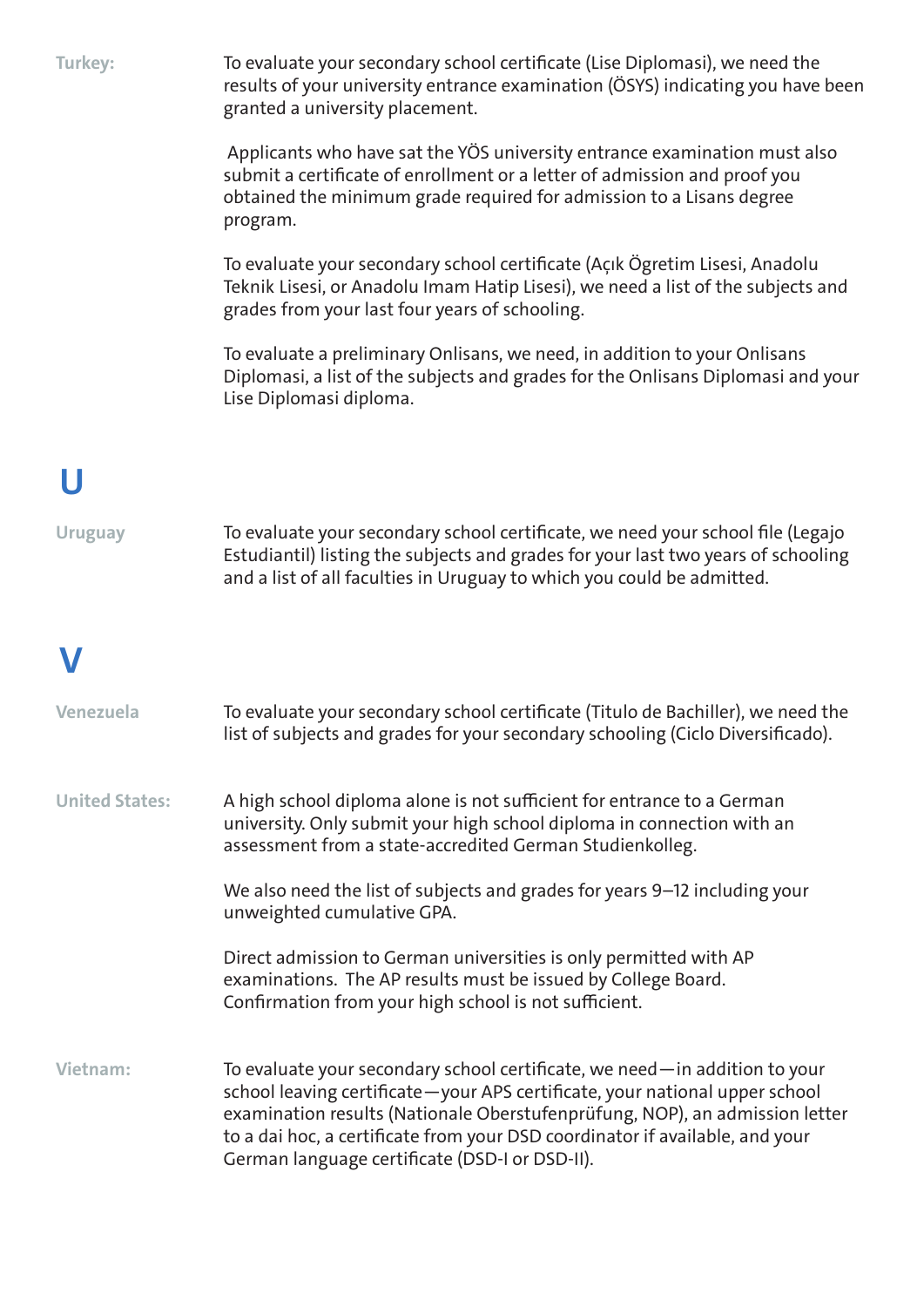**Turkey:**

To evaluate your secondary school certificate (Lise Diplomasi), we need the results of your university entrance examination (ÖSYS) indicating you have been granted a university placement.

Applicants who have sat the YÖS university entrance examination must also submit a certificate of enrollment or a letter of admission and proof you obtained the minimum grade required for admission to a Lisans degree program.

To evaluate your secondary school certificate (Açık Ögretim Lisesi, Anadolu Teknik Lisesi, or Anadolu Imam Hatip Lisesi), we need a list of the subjects and grades from your last four years of schooling.

To evaluate a preliminary Onlisans, we need, in addition to your Onlisans Diplomasi, a list of the subjects and grades for the Onlisans Diplomasi and your Lise Diplomasi diploma.

# U

**Uruguay**

To evaluate your secondary school certificate, we need your school file (Legajo Estudiantil) listing the subjects and grades for your last two years of schooling and a list of all faculties in Uruguay to which you could be admitted.

# V

**Venezuela**

To evaluate your secondary school certificate (Titulo de Bachiller), we need the list of subjects and grades for your secondary schooling (Ciclo Diversificado).

**United States:**

A high school diploma alone is not sufficient for entrance to a German university. Only submit your high school diploma in connection with an assessment from a state-accredited German Studienkolleg.

We also need the list of subjects and grades for years 9–12 including your unweighted cumulative GPA.

Direct admission to German universities is only permitted with AP examinations. The AP results must be issued by College Board. Confirmation from your high school is not sufficient.

**Vietnam:**

To evaluate your secondary school certificate, we need—in addition to your school leaving certificate—your APS certificate, your national upper school examination results (Nationale Oberstufenprüfung, NOP), an admission letter to a dai hoc, a certificate from your DSD coordinator if available, and your German language certificate (DSD-I or DSD-II).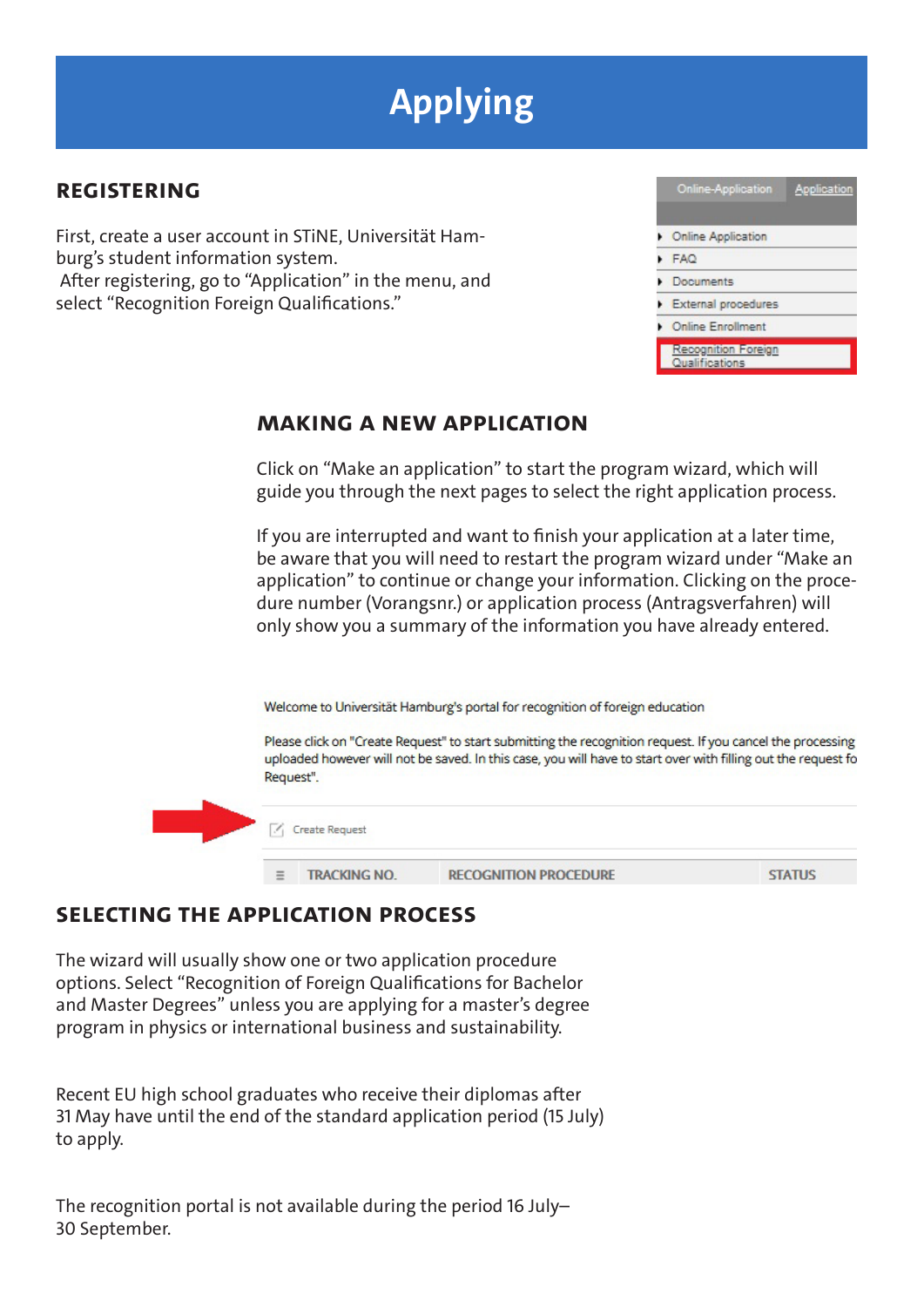# Applying

## REGISTERING

First, create a user account in STiNE, Universität Hamburg's student information system.
After registering, go to "Application" in the menu, and select "Recognition Foreign Qualifications."

## MAKING A NEW APPLICATION

Click on "Make an application" to start the program wizard, which will guide you through the next pages to select the right application process.

If you are interrupted and want to finish your application at a later time, be aware that you will need to restart the program wizard under "Make an application" to continue or change your information. Clicking on the procedure number (Vorangsnr.) or application process (Antragsverfahren) will only show you a summary of the information you have already entered.

## SELECTING THE APPLICATION PROCESS

The wizard will usually show one or two application procedure options. Select "Recognition of Foreign Qualifications for Bachelor and Master Degrees" unless you are applying for a master's degree program in physics or international business and sustainability.

Recent EU high school graduates who receive their diplomas after 31 May have until the end of the standard application period (15 July) to apply.

The recognition portal is not available during the period 16 July–30 September.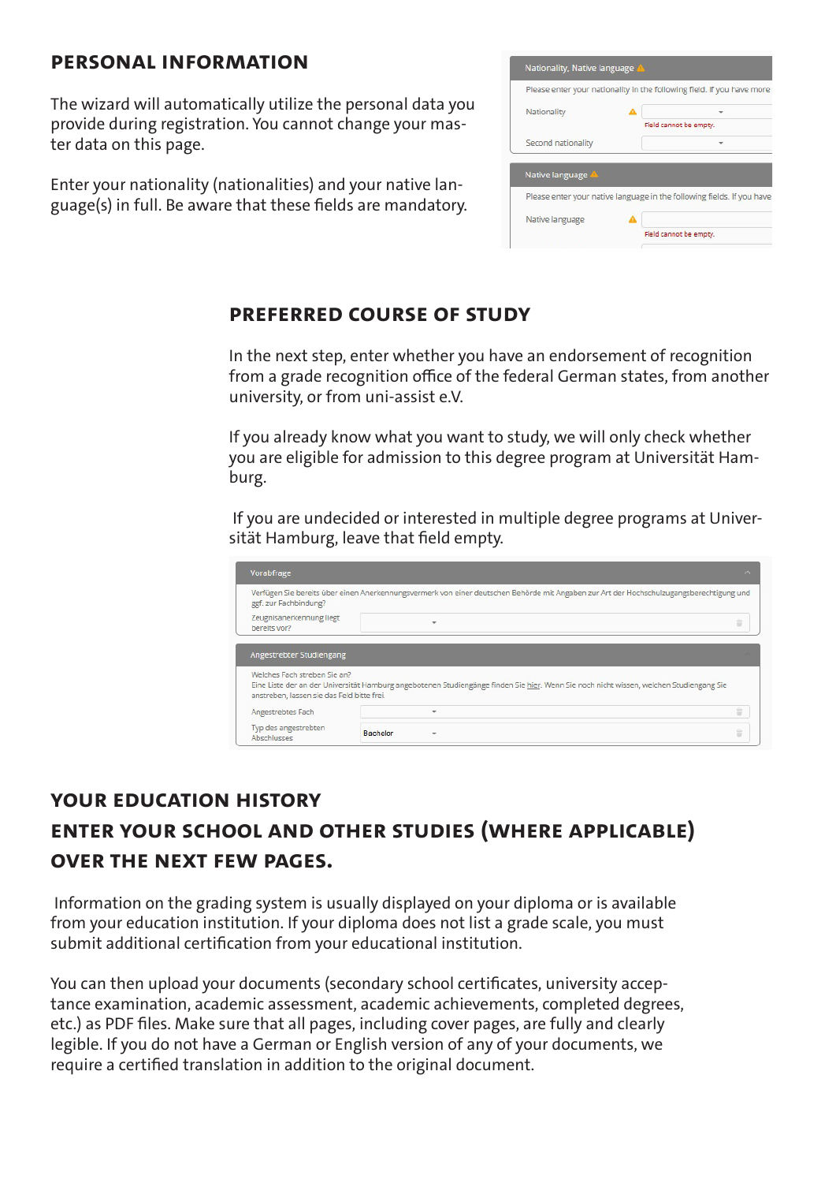## PERSONAL INFORMATION

The wizard will automatically utilize the personal data you provide during registration. You cannot change your master data on this page.

Enter your nationality (nationalities) and your native language(s) in full. Be aware that these fields are mandatory.

Nationality, Native language

Please enter your nationality in the following field. If you have more

Nationality — Field cannot be empty.

Second nationality

Native language

Please enter your native language in the following fields. If you have

Native language — Field cannot be empty.

## PREFERRED COURSE OF STUDY

In the next step, enter whether you have an endorsement of recognition from a grade recognition office of the federal German states, from another university, or from uni-assist e.V.

If you already know what you want to study, we will only check whether you are eligible for admission to this degree program at Universität Hamburg.

If you are undecided or interested in multiple degree programs at Universität Hamburg, leave that field empty.

Vorabfrage

Verfügen Sie bereits über einen Anerkennungsvermerk von einer deutschen Behörde mit Angaben zur Art der Hochschulzugangsberechtigung und ggf. zur Fachbindung?

Zeugnisanerkennung liegt bereits vor?

Angestrebter Studiengang

Welches Fach streben Sie an?
Eine Liste der an der Universität Hamburg angebotenen Studiengänge finden Sie hier. Wenn Sie noch nicht wissen, welchen Studiengang Sie anstreben, lassen sie das Feld bitte frei.

Angestrebtes Fach

Typ des angestrebten Abschlusses: Bachelor

## YOUR EDUCATION HISTORY
## ENTER YOUR SCHOOL AND OTHER STUDIES (WHERE APPLICABLE) OVER THE NEXT FEW PAGES.

Information on the grading system is usually displayed on your diploma or is available from your education institution. If your diploma does not list a grade scale, you must submit additional certification from your educational institution.

You can then upload your documents (secondary school certificates, university acceptance examination, academic assessment, academic achievements, completed degrees, etc.) as PDF files. Make sure that all pages, including cover pages, are fully and clearly legible. If you do not have a German or English version of any of your documents, we require a certified translation in addition to the original document.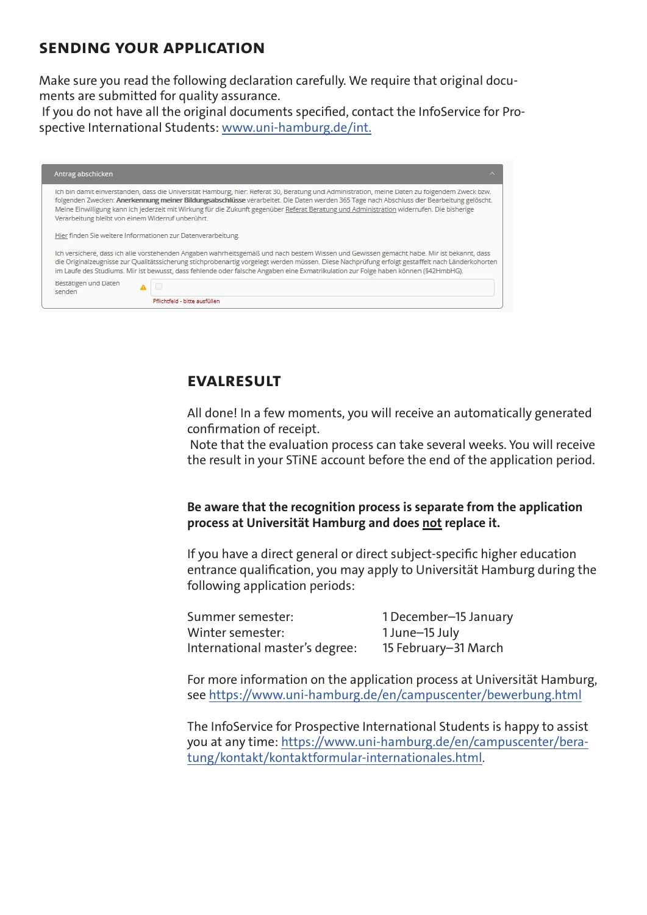## SENDING YOUR APPLICATION

Make sure you read the following declaration carefully. We require that original documents are submitted for quality assurance.
If you do not have all the original documents specified, contact the InfoService for Prospective International Students: www.uni-hamburg.de/int.

Antrag abschicken

Ich bin damit einverstanden, dass die Universität Hamburg, hier: Referat 30, Beratung und Administration, meine Daten zu folgendem Zweck bzw. folgenden Zwecken: **Anerkennung meiner Bildungsabschlüsse** verarbeitet. Die Daten werden 365 Tage nach Abschluss der Bearbeitung gelöscht. Meine Einwilligung kann ich jederzeit mit Wirkung für die Zukunft gegenüber Referat Beratung und Administration widerrufen. Die bisherige Verarbeitung bleibt von einem Widerruf unberührt.

Hier finden Sie weitere Informationen zur Datenverarbeitung.

Ich versichere, dass ich alle vorstehenden Angaben wahrheitsgemäß und nach bestem Wissen und Gewissen gemacht habe. Mir ist bekannt, dass die Originalzeugnisse zur Qualitätssicherung stichprobenartig vorgelegt werden müssen. Diese Nachprüfung erfolgt gestaffelt nach Länderkohorten im Laufe des Studiums. Mir ist bewusst, dass fehlende oder falsche Angaben eine Exmatrikulation zur Folge haben können (§42HmbHG).

Bestätigen und Daten senden

Pflichtfeld - bitte ausfüllen

## EVALRESULT

All done! In a few moments, you will receive an automatically generated confirmation of receipt.
Note that the evaluation process can take several weeks. You will receive the result in your STiNE account before the end of the application period.

**Be aware that the recognition process is separate from the application process at Universität Hamburg and does not replace it.**

If you have a direct general or direct subject-specific higher education entrance qualification, you may apply to Universität Hamburg during the following application periods:

| | |
|---|---|
| Summer semester: | 1 December–15 January |
| Winter semester: | 1 June–15 July |
| International master's degree: | 15 February–31 March |

For more information on the application process at Universität Hamburg, see https://www.uni-hamburg.de/en/campuscenter/bewerbung.html

The InfoService for Prospective International Students is happy to assist you at any time: https://www.uni-hamburg.de/en/campuscenter/beratung/kontakt/kontaktformular-internationales.html.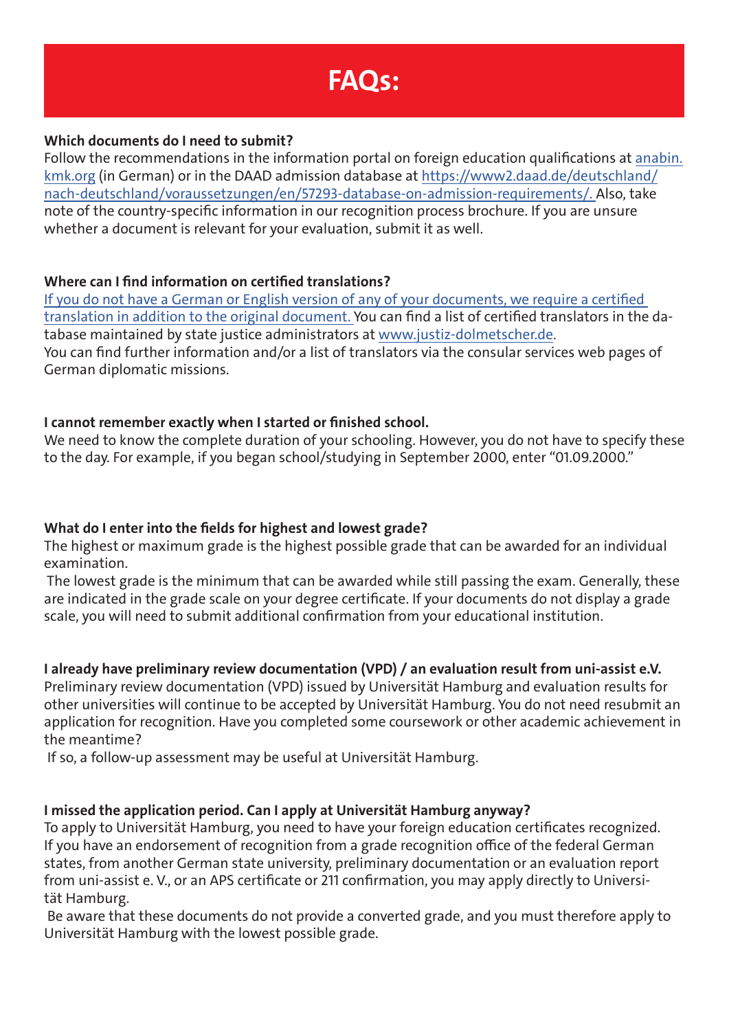# FAQs:

**Which documents do I need to submit?**

Follow the recommendations in the information portal on foreign education qualifications at anabin.kmk.org (in German) or in the DAAD admission database at https://www2.daad.de/deutschland/nach-deutschland/voraussetzungen/en/57293-database-on-admission-requirements/. Also, take note of the country-specific information in our recognition process brochure. If you are unsure whether a document is relevant for your evaluation, submit it as well.

**Where can I find information on certified translations?**

If you do not have a German or English version of any of your documents, we require a certified translation in addition to the original document. You can find a list of certified translators in the database maintained by state justice administrators at www.justiz-dolmetscher.de.
You can find further information and/or a list of translators via the consular services web pages of German diplomatic missions.

**I cannot remember exactly when I started or finished school.**

We need to know the complete duration of your schooling. However, you do not have to specify these to the day. For example, if you began school/studying in September 2000, enter "01.09.2000."

**What do I enter into the fields for highest and lowest grade?**

The highest or maximum grade is the highest possible grade that can be awarded for an individual examination.
The lowest grade is the minimum that can be awarded while still passing the exam. Generally, these are indicated in the grade scale on your degree certificate. If your documents do not display a grade scale, you will need to submit additional confirmation from your educational institution.

**I already have preliminary review documentation (VPD) / an evaluation result from uni-assist e.V.**

Preliminary review documentation (VPD) issued by Universität Hamburg and evaluation results for other universities will continue to be accepted by Universität Hamburg. You do not need resubmit an application for recognition. Have you completed some coursework or other academic achievement in the meantime?
If so, a follow-up assessment may be useful at Universität Hamburg.

**I missed the application period. Can I apply at Universität Hamburg anyway?**

To apply to Universität Hamburg, you need to have your foreign education certificates recognized. If you have an endorsement of recognition from a grade recognition office of the federal German states, from another German state university, preliminary documentation or an evaluation report from uni-assist e. V., or an APS certificate or 211 confirmation, you may apply directly to Universität Hamburg.
Be aware that these documents do not provide a converted grade, and you must therefore apply to Universität Hamburg with the lowest possible grade.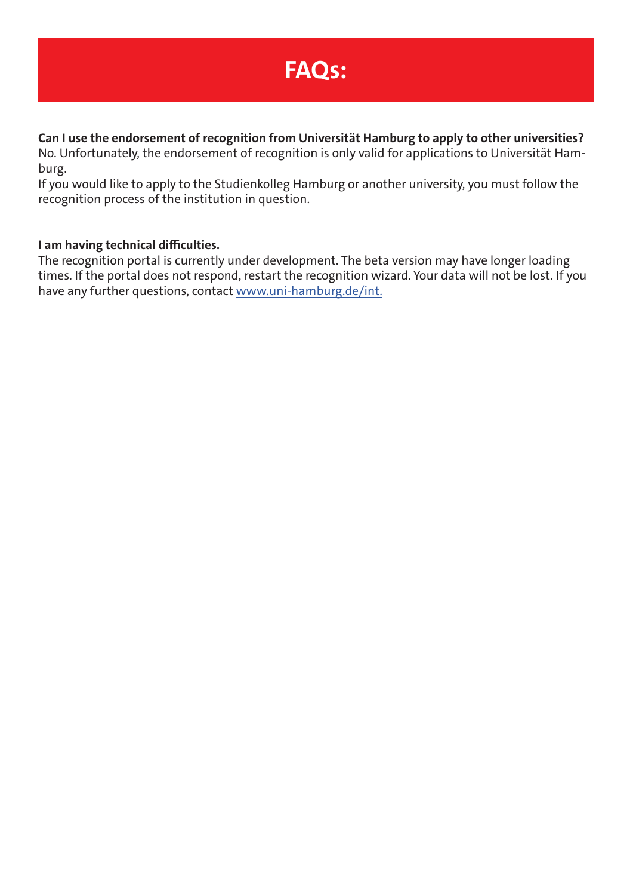# FAQs:

**Can I use the endorsement of recognition from Universität Hamburg to apply to other universities?**
No. Unfortunately, the endorsement of recognition is only valid for applications to Universität Hamburg.
If you would like to apply to the Studienkolleg Hamburg or another university, you must follow the recognition process of the institution in question.

**I am having technical difficulties.**
The recognition portal is currently under development. The beta version may have longer loading times. If the portal does not respond, restart the recognition wizard. Your data will not be lost. If you have any further questions, contact [www.uni-hamburg.de/int.](www.uni-hamburg.de/int)